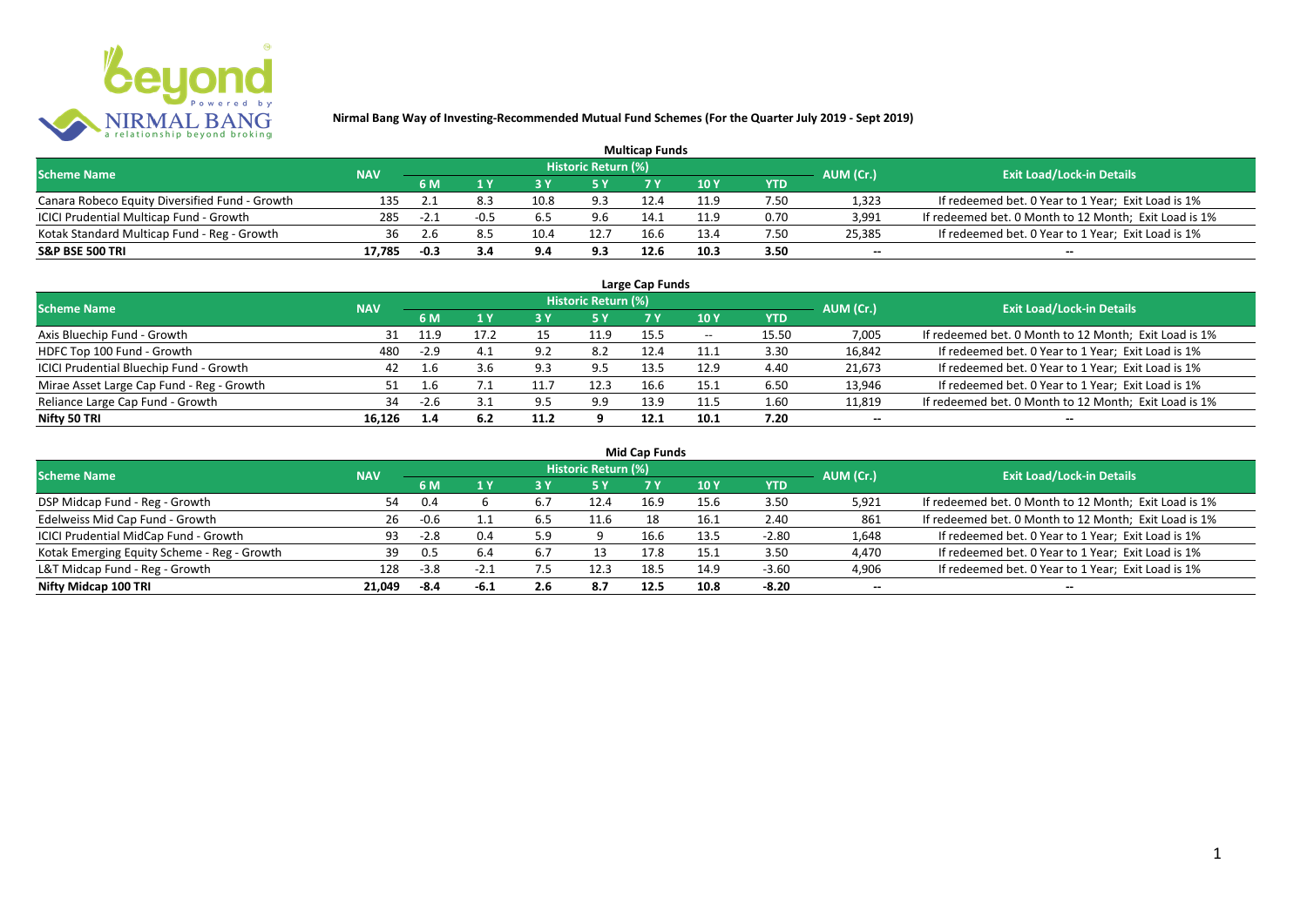# Nirmal Bang Way of Investing-Recommended Mutual Fund Schemes (For the Quarter July 2019 - Sept 2019)

## Multicap Funds

| Scheme Name | NAV | Historic Return (%) | | | | | | | AUM (Cr.) | Exit Load/Lock-in Details |
|---|---|---|---|---|---|---|---|---|---|---|
| | | 6 M | 1 Y | 3 Y | 5 Y | 7 Y | 10 Y | YTD | | |
| Canara Robeco Equity Diversified Fund - Growth | 135 | 2.1 | 8.3 | 10.8 | 9.3 | 12.4 | 11.9 | 7.50 | 1,323 | If redeemed bet. 0 Year to 1 Year; Exit Load is 1% |
| ICICI Prudential Multicap Fund - Growth | 285 | -2.1 | -0.5 | 6.5 | 9.6 | 14.1 | 11.9 | 0.70 | 3,991 | If redeemed bet. 0 Month to 12 Month; Exit Load is 1% |
| Kotak Standard Multicap Fund - Reg - Growth | 36 | 2.6 | 8.5 | 10.4 | 12.7 | 16.6 | 13.4 | 7.50 | 25,385 | If redeemed bet. 0 Year to 1 Year; Exit Load is 1% |
| **S&P BSE 500 TRI** | **17,785** | **-0.3** | **3.4** | **9.4** | **9.3** | **12.6** | **10.3** | **3.50** | -- | -- |

## Large Cap Funds

| Scheme Name | NAV | Historic Return (%) | | | | | | | AUM (Cr.) | Exit Load/Lock-in Details |
|---|---|---|---|---|---|---|---|---|---|---|
| | | 6 M | 1 Y | 3 Y | 5 Y | 7 Y | 10 Y | YTD | | |
| Axis Bluechip Fund - Growth | 31 | 11.9 | 17.2 | 15 | 11.9 | 15.5 | -- | 15.50 | 7,005 | If redeemed bet. 0 Month to 12 Month; Exit Load is 1% |
| HDFC Top 100 Fund - Growth | 480 | -2.9 | 4.1 | 9.2 | 8.2 | 12.4 | 11.1 | 3.30 | 16,842 | If redeemed bet. 0 Year to 1 Year; Exit Load is 1% |
| ICICI Prudential Bluechip Fund - Growth | 42 | 1.6 | 3.6 | 9.3 | 9.5 | 13.5 | 12.9 | 4.40 | 21,673 | If redeemed bet. 0 Year to 1 Year; Exit Load is 1% |
| Mirae Asset Large Cap Fund - Reg - Growth | 51 | 1.6 | 7.1 | 11.7 | 12.3 | 16.6 | 15.1 | 6.50 | 13,946 | If redeemed bet. 0 Year to 1 Year; Exit Load is 1% |
| Reliance Large Cap Fund - Growth | 34 | -2.6 | 3.1 | 9.5 | 9.9 | 13.9 | 11.5 | 1.60 | 11,819 | If redeemed bet. 0 Month to 12 Month; Exit Load is 1% |
| **Nifty 50 TRI** | **16,126** | **1.4** | **6.2** | **11.2** | **9** | **12.1** | **10.1** | **7.20** | -- | -- |

## Mid Cap Funds

| Scheme Name | NAV | Historic Return (%) | | | | | | | AUM (Cr.) | Exit Load/Lock-in Details |
|---|---|---|---|---|---|---|---|---|---|---|
| | | 6 M | 1 Y | 3 Y | 5 Y | 7 Y | 10 Y | YTD | | |
| DSP Midcap Fund - Reg - Growth | 54 | 0.4 | 6 | 6.7 | 12.4 | 16.9 | 15.6 | 3.50 | 5,921 | If redeemed bet. 0 Month to 12 Month; Exit Load is 1% |
| Edelweiss Mid Cap Fund - Growth | 26 | -0.6 | 1.1 | 6.5 | 11.6 | 18 | 16.1 | 2.40 | 861 | If redeemed bet. 0 Month to 12 Month; Exit Load is 1% |
| ICICI Prudential MidCap Fund - Growth | 93 | -2.8 | 0.4 | 5.9 | 9 | 16.6 | 13.5 | -2.80 | 1,648 | If redeemed bet. 0 Year to 1 Year; Exit Load is 1% |
| Kotak Emerging Equity Scheme - Reg - Growth | 39 | 0.5 | 6.4 | 6.7 | 13 | 17.8 | 15.1 | 3.50 | 4,470 | If redeemed bet. 0 Year to 1 Year; Exit Load is 1% |
| L&T Midcap Fund - Reg - Growth | 128 | -3.8 | -2.1 | 7.5 | 12.3 | 18.5 | 14.9 | -3.60 | 4,906 | If redeemed bet. 0 Year to 1 Year; Exit Load is 1% |
| **Nifty Midcap 100 TRI** | **21,049** | **-8.4** | **-6.1** | **2.6** | **8.7** | **12.5** | **10.8** | **-8.20** | -- | -- |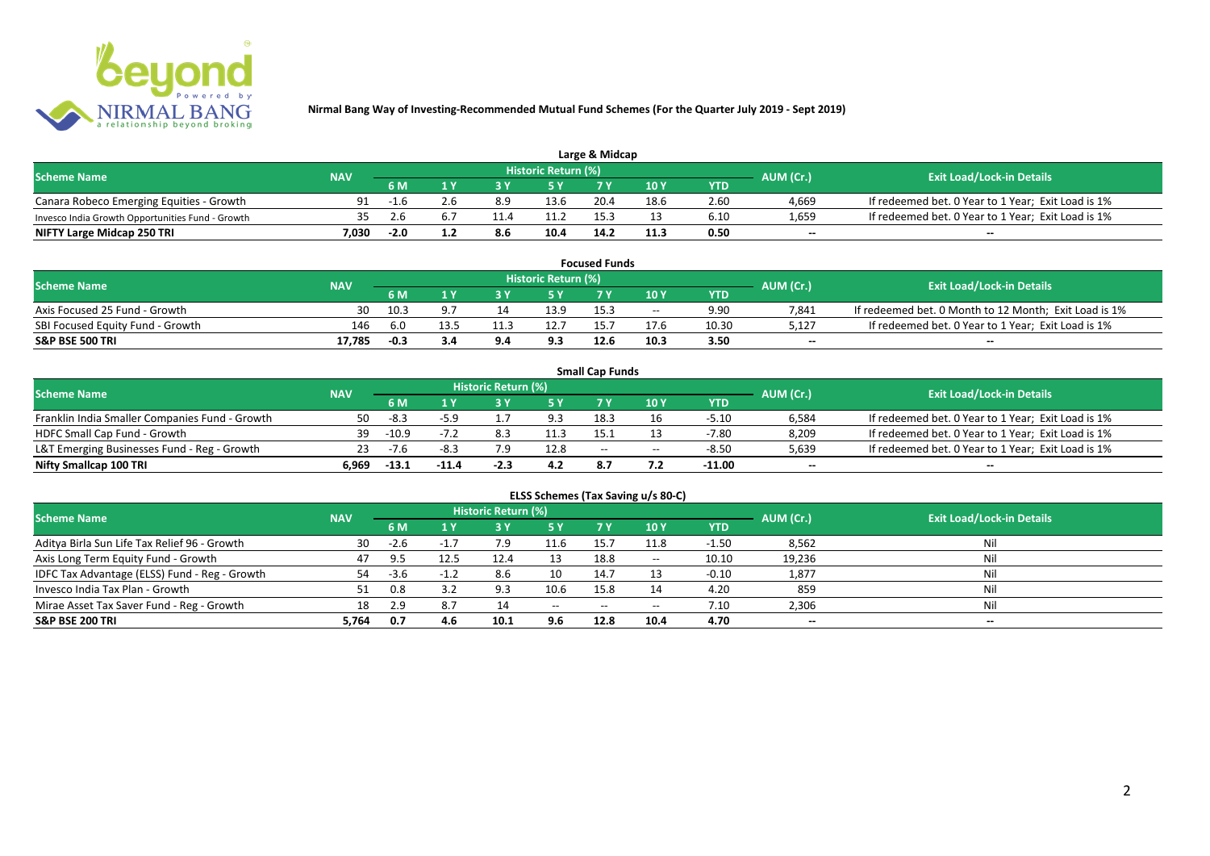# Nirmal Bang Way of Investing-Recommended Mutual Fund Schemes (For the Quarter July 2019 - Sept 2019)

## Large & Midcap

| Scheme Name | NAV | Historic Return (%) | | | | | | | AUM (Cr.) | Exit Load/Lock-in Details |
|---|---|---|---|---|---|---|---|---|---|---|
| | | 6 M | 1 Y | 3 Y | 5 Y | 7 Y | 10 Y | YTD | | |
| Canara Robeco Emerging Equities - Growth | 91 | -1.6 | 2.6 | 8.9 | 13.6 | 20.4 | 18.6 | 2.60 | 4,669 | If redeemed bet. 0 Year to 1 Year; Exit Load is 1% |
| Invesco India Growth Opportunities Fund - Growth | 35 | 2.6 | 6.7 | 11.4 | 11.2 | 15.3 | 13 | 6.10 | 1,659 | If redeemed bet. 0 Year to 1 Year; Exit Load is 1% |
| **NIFTY Large Midcap 250 TRI** | **7,030** | **-2.0** | **1.2** | **8.6** | **10.4** | **14.2** | **11.3** | **0.50** | **--** | **--** |

## Focused Funds

| Scheme Name | NAV | Historic Return (%) | | | | | | | AUM (Cr.) | Exit Load/Lock-in Details |
|---|---|---|---|---|---|---|---|---|---|---|
| | | 6 M | 1 Y | 3 Y | 5 Y | 7 Y | 10 Y | YTD | | |
| Axis Focused 25 Fund - Growth | 30 | 10.3 | 9.7 | 14 | 13.9 | 15.3 | -- | 9.90 | 7,841 | If redeemed bet. 0 Month to 12 Month; Exit Load is 1% |
| SBI Focused Equity Fund - Growth | 146 | 6.0 | 13.5 | 11.3 | 12.7 | 15.7 | 17.6 | 10.30 | 5,127 | If redeemed bet. 0 Year to 1 Year; Exit Load is 1% |
| **S&P BSE 500 TRI** | **17,785** | **-0.3** | **3.4** | **9.4** | **9.3** | **12.6** | **10.3** | **3.50** | **--** | **--** |

## Small Cap Funds

| Scheme Name | NAV | Historic Return (%) | | | | | | | AUM (Cr.) | Exit Load/Lock-in Details |
|---|---|---|---|---|---|---|---|---|---|---|
| | | 6 M | 1 Y | 3 Y | 5 Y | 7 Y | 10 Y | YTD | | |
| Franklin India Smaller Companies Fund - Growth | 50 | -8.3 | -5.9 | 1.7 | 9.3 | 18.3 | 16 | -5.10 | 6,584 | If redeemed bet. 0 Year to 1 Year; Exit Load is 1% |
| HDFC Small Cap Fund - Growth | 39 | -10.9 | -7.2 | 8.3 | 11.3 | 15.1 | 13 | -7.80 | 8,209 | If redeemed bet. 0 Year to 1 Year; Exit Load is 1% |
| L&T Emerging Businesses Fund - Reg - Growth | 23 | -7.6 | -8.3 | 7.9 | 12.8 | -- | -- | -8.50 | 5,639 | If redeemed bet. 0 Year to 1 Year; Exit Load is 1% |
| **Nifty Smallcap 100 TRI** | **6,969** | **-13.1** | **-11.4** | **-2.3** | **4.2** | **8.7** | **7.2** | **-11.00** | **--** | **--** |

## ELSS Schemes (Tax Saving u/s 80-C)

| Scheme Name | NAV | Historic Return (%) | | | | | | | AUM (Cr.) | Exit Load/Lock-in Details |
|---|---|---|---|---|---|---|---|---|---|---|
| | | 6 M | 1 Y | 3 Y | 5 Y | 7 Y | 10 Y | YTD | | |
| Aditya Birla Sun Life Tax Relief 96 - Growth | 30 | -2.6 | -1.7 | 7.9 | 11.6 | 15.7 | 11.8 | -1.50 | 8,562 | Nil |
| Axis Long Term Equity Fund - Growth | 47 | 9.5 | 12.5 | 12.4 | 13 | 18.8 | -- | 10.10 | 19,236 | Nil |
| IDFC Tax Advantage (ELSS) Fund - Reg - Growth | 54 | -3.6 | -1.2 | 8.6 | 10 | 14.7 | 13 | -0.10 | 1,877 | Nil |
| Invesco India Tax Plan - Growth | 51 | 0.8 | 3.2 | 9.3 | 10.6 | 15.8 | 14 | 4.20 | 859 | Nil |
| Mirae Asset Tax Saver Fund - Reg - Growth | 18 | 2.9 | 8.7 | 14 | -- | -- | -- | 7.10 | 2,306 | Nil |
| **S&P BSE 200 TRI** | **5,764** | **0.7** | **4.6** | **10.1** | **9.6** | **12.8** | **10.4** | **4.70** | **--** | **--** |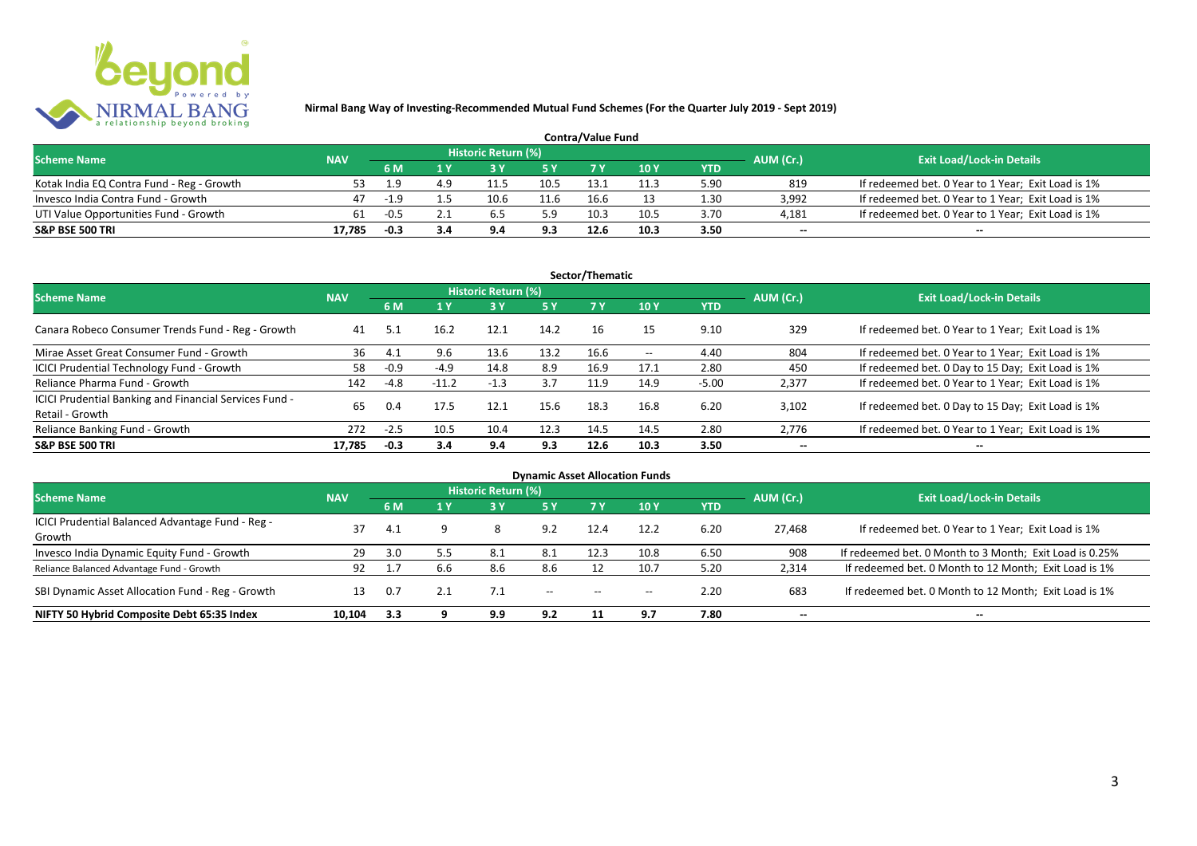**Nirmal Bang Way of Investing-Recommended Mutual Fund Schemes (For the Quarter July 2019 - Sept 2019)**

## Contra/Value Fund

| Scheme Name | NAV | Historic Return (%) | | | | | | | AUM (Cr.) | Exit Load/Lock-in Details |
|---|---|---|---|---|---|---|---|---|---|---|
| | | 6 M | 1 Y | 3 Y | 5 Y | 7 Y | 10 Y | YTD | | |
| Kotak India EQ Contra Fund - Reg - Growth | 53 | 1.9 | 4.9 | 11.5 | 10.5 | 13.1 | 11.3 | 5.90 | 819 | If redeemed bet. 0 Year to 1 Year; Exit Load is 1% |
| Invesco India Contra Fund - Growth | 47 | -1.9 | 1.5 | 10.6 | 11.6 | 16.6 | 13 | 1.30 | 3,992 | If redeemed bet. 0 Year to 1 Year; Exit Load is 1% |
| UTI Value Opportunities Fund - Growth | 61 | -0.5 | 2.1 | 6.5 | 5.9 | 10.3 | 10.5 | 3.70 | 4,181 | If redeemed bet. 0 Year to 1 Year; Exit Load is 1% |
| **S&P BSE 500 TRI** | **17,785** | **-0.3** | **3.4** | **9.4** | **9.3** | **12.6** | **10.3** | **3.50** | -- | -- |

## Sector/Thematic

| Scheme Name | NAV | Historic Return (%) | | | | | | | AUM (Cr.) | Exit Load/Lock-in Details |
|---|---|---|---|---|---|---|---|---|---|---|
| | | 6 M | 1 Y | 3 Y | 5 Y | 7 Y | 10 Y | YTD | | |
| Canara Robeco Consumer Trends Fund - Reg - Growth | 41 | 5.1 | 16.2 | 12.1 | 14.2 | 16 | 15 | 9.10 | 329 | If redeemed bet. 0 Year to 1 Year; Exit Load is 1% |
| Mirae Asset Great Consumer Fund - Growth | 36 | 4.1 | 9.6 | 13.6 | 13.2 | 16.6 | -- | 4.40 | 804 | If redeemed bet. 0 Year to 1 Year; Exit Load is 1% |
| ICICI Prudential Technology Fund - Growth | 58 | -0.9 | -4.9 | 14.8 | 8.9 | 16.9 | 17.1 | 2.80 | 450 | If redeemed bet. 0 Day to 15 Day; Exit Load is 1% |
| Reliance Pharma Fund - Growth | 142 | -4.8 | -11.2 | -1.3 | 3.7 | 11.9 | 14.9 | -5.00 | 2,377 | If redeemed bet. 0 Year to 1 Year; Exit Load is 1% |
| ICICI Prudential Banking and Financial Services Fund - Retail - Growth | 65 | 0.4 | 17.5 | 12.1 | 15.6 | 18.3 | 16.8 | 6.20 | 3,102 | If redeemed bet. 0 Day to 15 Day; Exit Load is 1% |
| Reliance Banking Fund - Growth | 272 | -2.5 | 10.5 | 10.4 | 12.3 | 14.5 | 14.5 | 2.80 | 2,776 | If redeemed bet. 0 Year to 1 Year; Exit Load is 1% |
| **S&P BSE 500 TRI** | **17,785** | **-0.3** | **3.4** | **9.4** | **9.3** | **12.6** | **10.3** | **3.50** | -- | -- |

## Dynamic Asset Allocation Funds

| Scheme Name | NAV | Historic Return (%) | | | | | | | AUM (Cr.) | Exit Load/Lock-in Details |
|---|---|---|---|---|---|---|---|---|---|---|
| | | 6 M | 1 Y | 3 Y | 5 Y | 7 Y | 10 Y | YTD | | |
| ICICI Prudential Balanced Advantage Fund - Reg - Growth | 37 | 4.1 | 9 | 8 | 9.2 | 12.4 | 12.2 | 6.20 | 27,468 | If redeemed bet. 0 Year to 1 Year; Exit Load is 1% |
| Invesco India Dynamic Equity Fund - Growth | 29 | 3.0 | 5.5 | 8.1 | 8.1 | 12.3 | 10.8 | 6.50 | 908 | If redeemed bet. 0 Month to 3 Month; Exit Load is 0.25% |
| Reliance Balanced Advantage Fund - Growth | 92 | 1.7 | 6.6 | 8.6 | 8.6 | 12 | 10.7 | 5.20 | 2,314 | If redeemed bet. 0 Month to 12 Month; Exit Load is 1% |
| SBI Dynamic Asset Allocation Fund - Reg - Growth | 13 | 0.7 | 2.1 | 7.1 | -- | -- | -- | 2.20 | 683 | If redeemed bet. 0 Month to 12 Month; Exit Load is 1% |
| **NIFTY 50 Hybrid Composite Debt 65:35 Index** | **10,104** | **3.3** | **9** | **9.9** | **9.2** | **11** | **9.7** | **7.80** | -- | -- |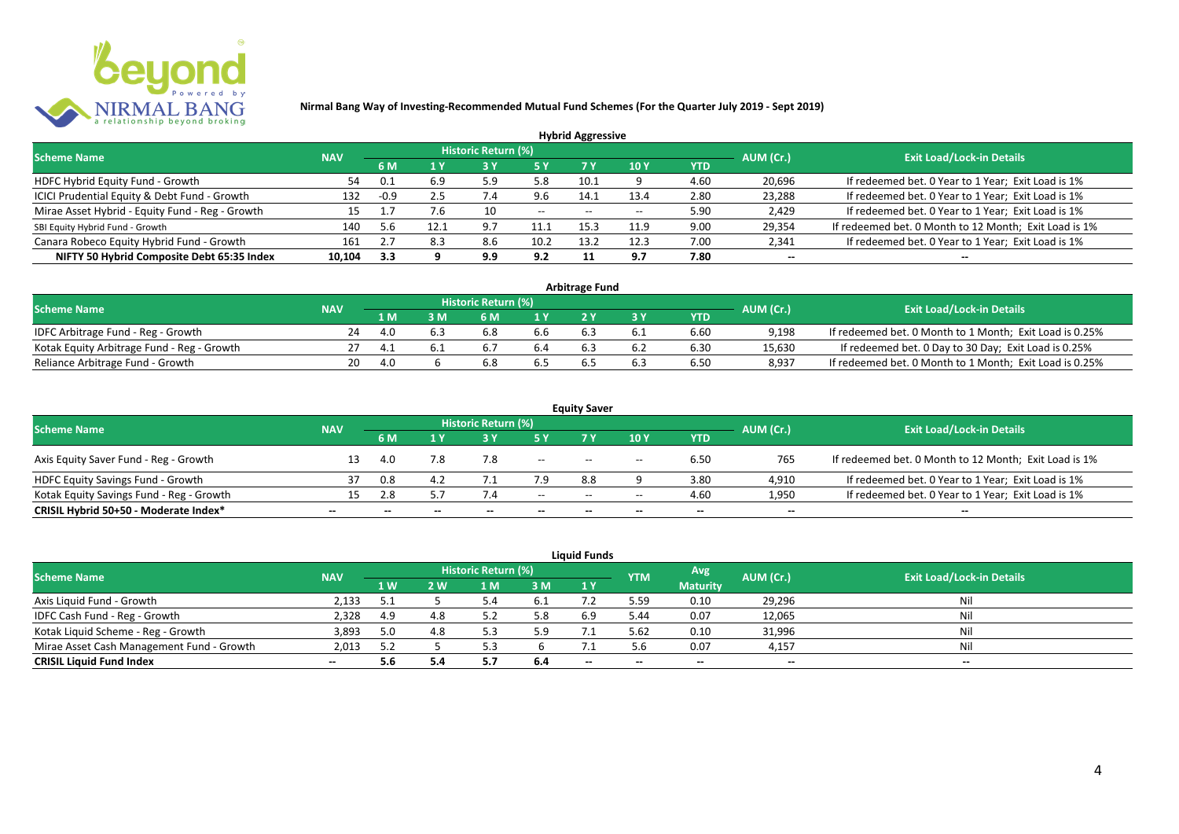**Nirmal Bang Way of Investing-Recommended Mutual Fund Schemes (For the Quarter July 2019 - Sept 2019)**

## Hybrid Aggressive

| Scheme Name | NAV | Historic Return (%) | | | | | | | AUM (Cr.) | Exit Load/Lock-in Details |
|---|---|---|---|---|---|---|---|---|---|---|
| | | 6 M | 1 Y | 3 Y | 5 Y | 7 Y | 10 Y | YTD | | |
| HDFC Hybrid Equity Fund - Growth | 54 | 0.1 | 6.9 | 5.9 | 5.8 | 10.1 | 9 | 4.60 | 20,696 | If redeemed bet. 0 Year to 1 Year; Exit Load is 1% |
| ICICI Prudential Equity & Debt Fund - Growth | 132 | -0.9 | 2.5 | 7.4 | 9.6 | 14.1 | 13.4 | 2.80 | 23,288 | If redeemed bet. 0 Year to 1 Year; Exit Load is 1% |
| Mirae Asset Hybrid - Equity Fund - Reg - Growth | 15 | 1.7 | 7.6 | 10 | -- | -- | -- | 5.90 | 2,429 | If redeemed bet. 0 Year to 1 Year; Exit Load is 1% |
| SBI Equity Hybrid Fund - Growth | 140 | 5.6 | 12.1 | 9.7 | 11.1 | 15.3 | 11.9 | 9.00 | 29,354 | If redeemed bet. 0 Month to 12 Month; Exit Load is 1% |
| Canara Robeco Equity Hybrid Fund - Growth | 161 | 2.7 | 8.3 | 8.6 | 10.2 | 13.2 | 12.3 | 7.00 | 2,341 | If redeemed bet. 0 Year to 1 Year; Exit Load is 1% |
| **NIFTY 50 Hybrid Composite Debt 65:35 Index** | **10,104** | **3.3** | **9** | **9.9** | **9.2** | **11** | **9.7** | **7.80** | **--** | **--** |

## Arbitrage Fund

| Scheme Name | NAV | Historic Return (%) | | | | | | | AUM (Cr.) | Exit Load/Lock-in Details |
|---|---|---|---|---|---|---|---|---|---|---|
| | | 1 M | 3 M | 6 M | 1 Y | 2 Y | 3 Y | YTD | | |
| IDFC Arbitrage Fund - Reg - Growth | 24 | 4.0 | 6.3 | 6.8 | 6.6 | 6.3 | 6.1 | 6.60 | 9,198 | If redeemed bet. 0 Month to 1 Month; Exit Load is 0.25% |
| Kotak Equity Arbitrage Fund - Reg - Growth | 27 | 4.1 | 6.1 | 6.7 | 6.4 | 6.3 | 6.2 | 6.30 | 15,630 | If redeemed bet. 0 Day to 30 Day; Exit Load is 0.25% |
| Reliance Arbitrage Fund - Growth | 20 | 4.0 | 6 | 6.8 | 6.5 | 6.5 | 6.3 | 6.50 | 8,937 | If redeemed bet. 0 Month to 1 Month; Exit Load is 0.25% |

## Equity Saver

| Scheme Name | NAV | Historic Return (%) | | | | | | | AUM (Cr.) | Exit Load/Lock-in Details |
|---|---|---|---|---|---|---|---|---|---|---|
| | | 6 M | 1 Y | 3 Y | 5 Y | 7 Y | 10 Y | YTD | | |
| Axis Equity Saver Fund - Reg - Growth | 13 | 4.0 | 7.8 | 7.8 | -- | -- | -- | 6.50 | 765 | If redeemed bet. 0 Month to 12 Month; Exit Load is 1% |
| HDFC Equity Savings Fund - Growth | 37 | 0.8 | 4.2 | 7.1 | 7.9 | 8.8 | 9 | 3.80 | 4,910 | If redeemed bet. 0 Year to 1 Year; Exit Load is 1% |
| Kotak Equity Savings Fund - Reg - Growth | 15 | 2.8 | 5.7 | 7.4 | -- | -- | -- | 4.60 | 1,950 | If redeemed bet. 0 Year to 1 Year; Exit Load is 1% |
| **CRISIL Hybrid 50+50 - Moderate Index*** | **--** | **--** | **--** | **--** | **--** | **--** | **--** | **--** | **--** | **--** |

## Liquid Funds

| Scheme Name | NAV | Historic Return (%) | | | | | YTM | Avg Maturity | AUM (Cr.) | Exit Load/Lock-in Details |
|---|---|---|---|---|---|---|---|---|---|---|
| | | 1 W | 2 W | 1 M | 3 M | 1 Y | | | | |
| Axis Liquid Fund - Growth | 2,133 | 5.1 | 5 | 5.4 | 6.1 | 7.2 | 5.59 | 0.10 | 29,296 | Nil |
| IDFC Cash Fund - Reg - Growth | 2,328 | 4.9 | 4.8 | 5.2 | 5.8 | 6.9 | 5.44 | 0.07 | 12,065 | Nil |
| Kotak Liquid Scheme - Reg - Growth | 3,893 | 5.0 | 4.8 | 5.3 | 5.9 | 7.1 | 5.62 | 0.10 | 31,996 | Nil |
| Mirae Asset Cash Management Fund - Growth | 2,013 | 5.2 | 5 | 5.3 | 6 | 7.1 | 5.6 | 0.07 | 4,157 | Nil |
| **CRISIL Liquid Fund Index** | **--** | **5.6** | **5.4** | **5.7** | **6.4** | **--** | **--** | **--** | **--** | **--** |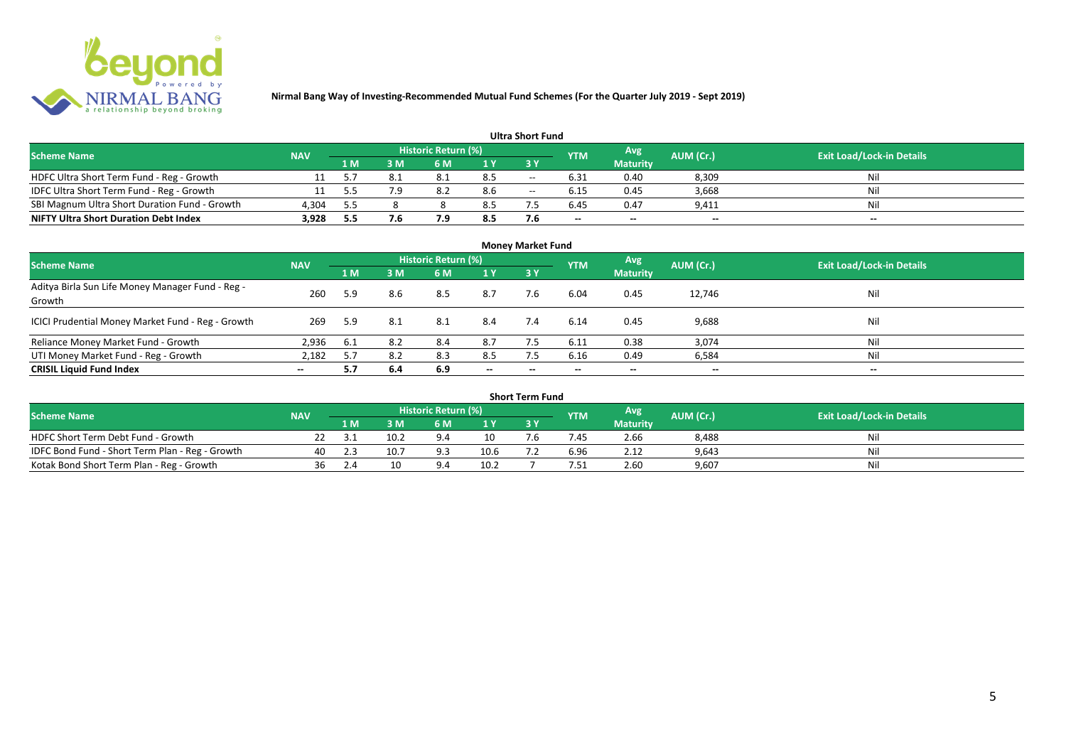# Nirmal Bang Way of Investing-Recommended Mutual Fund Schemes (For the Quarter July 2019 - Sept 2019)

## Ultra Short Fund

| Scheme Name | NAV | Historic Return (%) | | | | | YTM | Avg Maturity | AUM (Cr.) | Exit Load/Lock-in Details |
|---|---|---|---|---|---|---|---|---|---|---|
| | | 1 M | 3 M | 6 M | 1 Y | 3 Y | | | | |
| HDFC Ultra Short Term Fund - Reg - Growth | 11 | 5.7 | 8.1 | 8.1 | 8.5 | -- | 6.31 | 0.40 | 8,309 | Nil |
| IDFC Ultra Short Term Fund - Reg - Growth | 11 | 5.5 | 7.9 | 8.2 | 8.6 | -- | 6.15 | 0.45 | 3,668 | Nil |
| SBI Magnum Ultra Short Duration Fund - Growth | 4,304 | 5.5 | 8 | 8 | 8.5 | 7.5 | 6.45 | 0.47 | 9,411 | Nil |
| **NIFTY Ultra Short Duration Debt Index** | **3,928** | **5.5** | **7.6** | **7.9** | **8.5** | **7.6** | -- | -- | -- | -- |

## Money Market Fund

| Scheme Name | NAV | Historic Return (%) | | | | | YTM | Avg Maturity | AUM (Cr.) | Exit Load/Lock-in Details |
|---|---|---|---|---|---|---|---|---|---|---|
| | | 1 M | 3 M | 6 M | 1 Y | 3 Y | | | | |
| Aditya Birla Sun Life Money Manager Fund - Reg - Growth | 260 | 5.9 | 8.6 | 8.5 | 8.7 | 7.6 | 6.04 | 0.45 | 12,746 | Nil |
| ICICI Prudential Money Market Fund - Reg - Growth | 269 | 5.9 | 8.1 | 8.1 | 8.4 | 7.4 | 6.14 | 0.45 | 9,688 | Nil |
| Reliance Money Market Fund - Growth | 2,936 | 6.1 | 8.2 | 8.4 | 8.7 | 7.5 | 6.11 | 0.38 | 3,074 | Nil |
| UTI Money Market Fund - Reg - Growth | 2,182 | 5.7 | 8.2 | 8.3 | 8.5 | 7.5 | 6.16 | 0.49 | 6,584 | Nil |
| **CRISIL Liquid Fund Index** | -- | **5.7** | **6.4** | **6.9** | -- | -- | -- | -- | -- | -- |

## Short Term Fund

| Scheme Name | NAV | Historic Return (%) | | | | | YTM | Avg Maturity | AUM (Cr.) | Exit Load/Lock-in Details |
|---|---|---|---|---|---|---|---|---|---|---|
| | | 1 M | 3 M | 6 M | 1 Y | 3 Y | | | | |
| HDFC Short Term Debt Fund - Growth | 22 | 3.1 | 10.2 | 9.4 | 10 | 7.6 | 7.45 | 2.66 | 8,488 | Nil |
| IDFC Bond Fund - Short Term Plan - Reg - Growth | 40 | 2.3 | 10.7 | 9.3 | 10.6 | 7.2 | 6.96 | 2.12 | 9,643 | Nil |
| Kotak Bond Short Term Plan - Reg - Growth | 36 | 2.4 | 10 | 9.4 | 10.2 | 7 | 7.51 | 2.60 | 9,607 | Nil |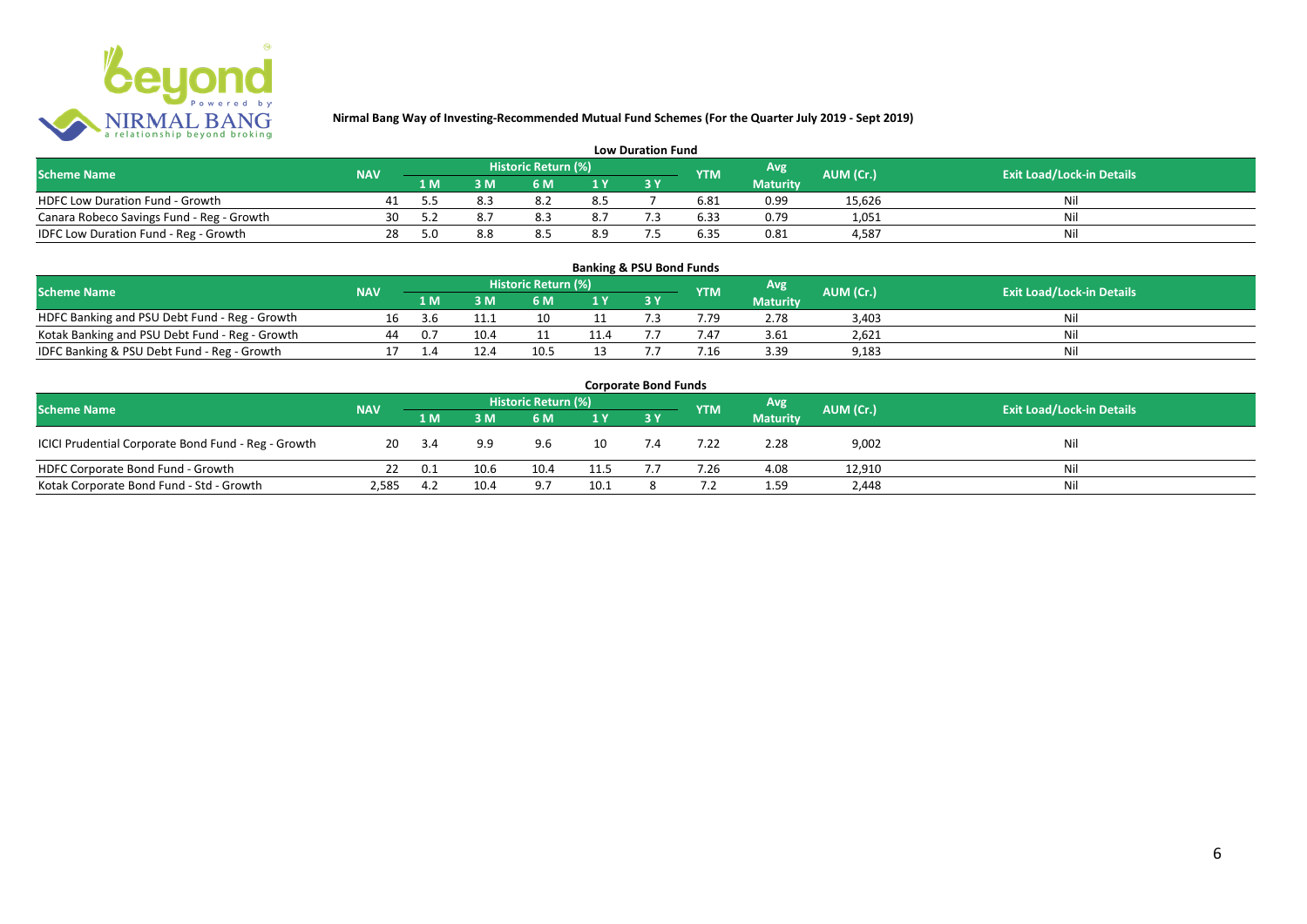**Nirmal Bang Way of Investing-Recommended Mutual Fund Schemes (For the Quarter July 2019 - Sept 2019)**

### Low Duration Fund

| Scheme Name | NAV | Historic Return (%) | | | | | YTM | Avg Maturity | AUM (Cr.) | Exit Load/Lock-in Details |
|---|---|---|---|---|---|---|---|---|---|---|
| | | 1 M | 3 M | 6 M | 1 Y | 3 Y | | | | |
| HDFC Low Duration Fund - Growth | 41 | 5.5 | 8.3 | 8.2 | 8.5 | 7 | 6.81 | 0.99 | 15,626 | Nil |
| Canara Robeco Savings Fund - Reg - Growth | 30 | 5.2 | 8.7 | 8.3 | 8.7 | 7.3 | 6.33 | 0.79 | 1,051 | Nil |
| IDFC Low Duration Fund - Reg - Growth | 28 | 5.0 | 8.8 | 8.5 | 8.9 | 7.5 | 6.35 | 0.81 | 4,587 | Nil |

### Banking & PSU Bond Funds

| Scheme Name | NAV | Historic Return (%) | | | | | YTM | Avg Maturity | AUM (Cr.) | Exit Load/Lock-in Details |
|---|---|---|---|---|---|---|---|---|---|---|
| | | 1 M | 3 M | 6 M | 1 Y | 3 Y | | | | |
| HDFC Banking and PSU Debt Fund - Reg - Growth | 16 | 3.6 | 11.1 | 10 | 11 | 7.3 | 7.79 | 2.78 | 3,403 | Nil |
| Kotak Banking and PSU Debt Fund - Reg - Growth | 44 | 0.7 | 10.4 | 11 | 11.4 | 7.7 | 7.47 | 3.61 | 2,621 | Nil |
| IDFC Banking & PSU Debt Fund - Reg - Growth | 17 | 1.4 | 12.4 | 10.5 | 13 | 7.7 | 7.16 | 3.39 | 9,183 | Nil |

### Corporate Bond Funds

| Scheme Name | NAV | Historic Return (%) | | | | | YTM | Avg Maturity | AUM (Cr.) | Exit Load/Lock-in Details |
|---|---|---|---|---|---|---|---|---|---|---|
| | | 1 M | 3 M | 6 M | 1 Y | 3 Y | | | | |
| ICICI Prudential Corporate Bond Fund - Reg - Growth | 20 | 3.4 | 9.9 | 9.6 | 10 | 7.4 | 7.22 | 2.28 | 9,002 | Nil |
| HDFC Corporate Bond Fund - Growth | 22 | 0.1 | 10.6 | 10.4 | 11.5 | 7.7 | 7.26 | 4.08 | 12,910 | Nil |
| Kotak Corporate Bond Fund - Std - Growth | 2,585 | 4.2 | 10.4 | 9.7 | 10.1 | 8 | 7.2 | 1.59 | 2,448 | Nil |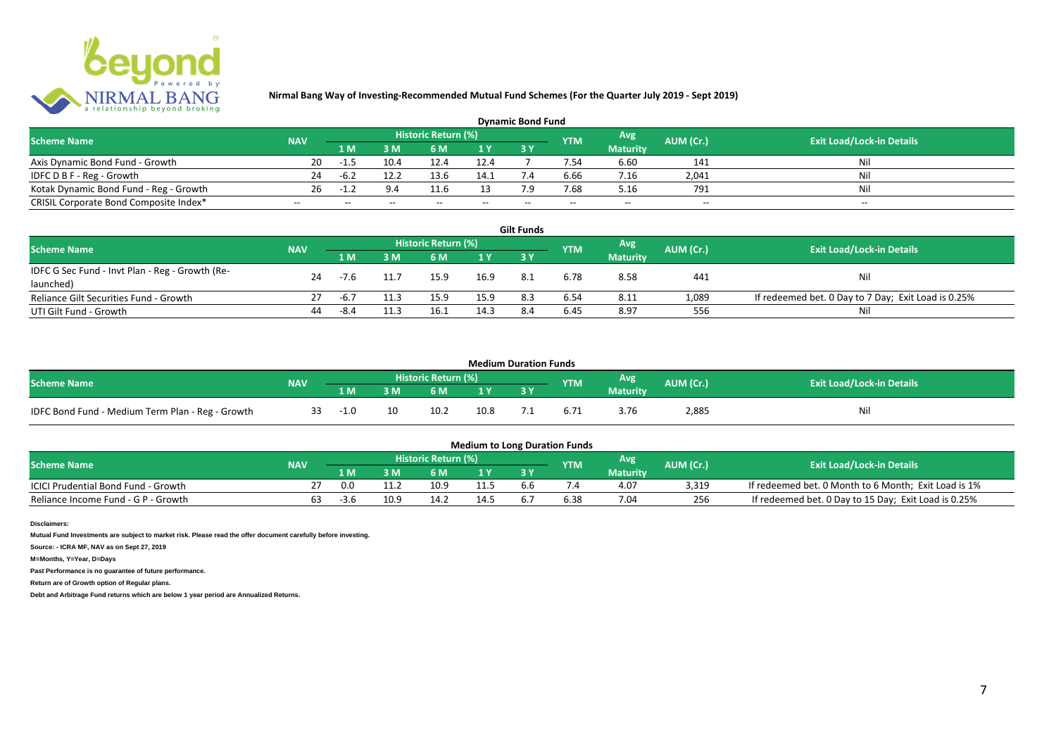**Nirmal Bang Way of Investing-Recommended Mutual Fund Schemes (For the Quarter July 2019 - Sept 2019)**

## Dynamic Bond Fund

| Scheme Name | NAV | Historic Return (%) | | | | | YTM | Avg Maturity | AUM (Cr.) | Exit Load/Lock-in Details |
|---|---|---|---|---|---|---|---|---|---|---|
| | | 1 M | 3 M | 6 M | 1 Y | 3 Y | | | | |
| Axis Dynamic Bond Fund - Growth | 20 | -1.5 | 10.4 | 12.4 | 12.4 | 7 | 7.54 | 6.60 | 141 | Nil |
| IDFC D B F - Reg - Growth | 24 | -6.2 | 12.2 | 13.6 | 14.1 | 7.4 | 6.66 | 7.16 | 2,041 | Nil |
| Kotak Dynamic Bond Fund - Reg - Growth | 26 | -1.2 | 9.4 | 11.6 | 13 | 7.9 | 7.68 | 5.16 | 791 | Nil |
| CRISIL Corporate Bond Composite Index* | -- | -- | -- | -- | -- | -- | -- | -- | -- | -- |

## Gilt Funds

| Scheme Name | NAV | Historic Return (%) | | | | | YTM | Avg Maturity | AUM (Cr.) | Exit Load/Lock-in Details |
|---|---|---|---|---|---|---|---|---|---|---|
| | | 1 M | 3 M | 6 M | 1 Y | 3 Y | | | | |
| IDFC G Sec Fund - Invt Plan - Reg - Growth (Re-launched) | 24 | -7.6 | 11.7 | 15.9 | 16.9 | 8.1 | 6.78 | 8.58 | 441 | Nil |
| Reliance Gilt Securities Fund - Growth | 27 | -6.7 | 11.3 | 15.9 | 15.9 | 8.3 | 6.54 | 8.11 | 1,089 | If redeemed bet. 0 Day to 7 Day; Exit Load is 0.25% |
| UTI Gilt Fund - Growth | 44 | -8.4 | 11.3 | 16.1 | 14.3 | 8.4 | 6.45 | 8.97 | 556 | Nil |

## Medium Duration Funds

| Scheme Name | NAV | Historic Return (%) | | | | | YTM | Avg Maturity | AUM (Cr.) | Exit Load/Lock-in Details |
|---|---|---|---|---|---|---|---|---|---|---|
| | | 1 M | 3 M | 6 M | 1 Y | 3 Y | | | | |
| IDFC Bond Fund - Medium Term Plan - Reg - Growth | 33 | -1.0 | 10 | 10.2 | 10.8 | 7.1 | 6.71 | 3.76 | 2,885 | Nil |

## Medium to Long Duration Funds

| Scheme Name | NAV | Historic Return (%) | | | | | YTM | Avg Maturity | AUM (Cr.) | Exit Load/Lock-in Details |
|---|---|---|---|---|---|---|---|---|---|---|
| | | 1 M | 3 M | 6 M | 1 Y | 3 Y | | | | |
| ICICI Prudential Bond Fund - Growth | 27 | 0.0 | 11.2 | 10.9 | 11.5 | 6.6 | 7.4 | 4.07 | 3,319 | If redeemed bet. 0 Month to 6 Month; Exit Load is 1% |
| Reliance Income Fund - G P - Growth | 63 | -3.6 | 10.9 | 14.2 | 14.5 | 6.7 | 6.38 | 7.04 | 256 | If redeemed bet. 0 Day to 15 Day; Exit Load is 0.25% |

**Disclaimers:**

**Mutual Fund Investments are subject to market risk. Please read the offer document carefully before investing.**

**Source: - ICRA MF, NAV as on Sept 27, 2019**

**M=Months, Y=Year, D=Days**

**Past Performance is no guarantee of future performance.**

**Return are of Growth option of Regular plans.**

**Debt and Arbitrage Fund returns which are below 1 year period are Annualized Returns.**